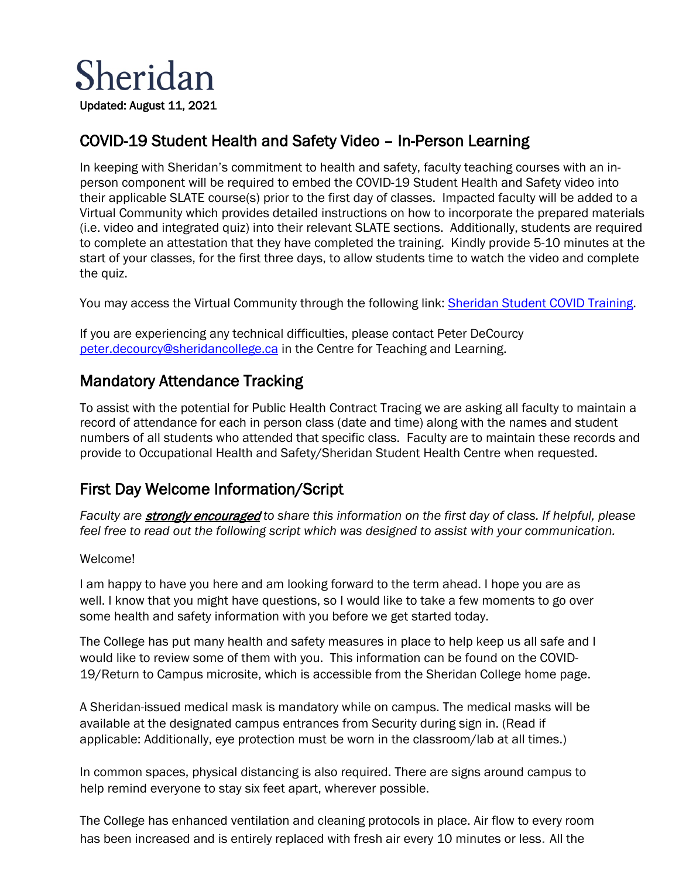# Sheridan

Updated: August 11, 2021

## COVID-19 Student Health and Safety Video – In-Person Learning

In keeping with Sheridan's commitment to health and safety, faculty teaching courses with an in-person component will be required to embed the COVID-19 Student Health and Safety video into their applicable SLATE course(s) prior to the first day of classes. Impacted faculty will be added to a Virtual Community which provides detailed instructions on how to incorporate the prepared materials (i.e. video and integrated quiz) into their relevant SLATE sections. Additionally, students are required to complete an attestation that they have completed the training. Kindly provide 5-10 minutes at the start of your classes, for the first three days, to allow students time to watch the video and complete the quiz.

You may access the Virtual Community through the following link: Sheridan Student COVID Training.

If you are experiencing any technical difficulties, please contact Peter DeCourcy peter.decourcy@sheridancollege.ca in the Centre for Teaching and Learning.

## Mandatory Attendance Tracking

To assist with the potential for Public Health Contract Tracing we are asking all faculty to maintain a record of attendance for each in person class (date and time) along with the names and student numbers of all students who attended that specific class. Faculty are to maintain these records and provide to Occupational Health and Safety/Sheridan Student Health Centre when requested.

## First Day Welcome Information/Script

*Faculty are **strongly encouraged** to share this information on the first day of class. If helpful, please feel free to read out the following script which was designed to assist with your communication.*

Welcome!

I am happy to have you here and am looking forward to the term ahead. I hope you are as well. I know that you might have questions, so I would like to take a few moments to go over some health and safety information with you before we get started today.

The College has put many health and safety measures in place to help keep us all safe and I would like to review some of them with you. This information can be found on the COVID-19/Return to Campus microsite, which is accessible from the Sheridan College home page.

A Sheridan-issued medical mask is mandatory while on campus. The medical masks will be available at the designated campus entrances from Security during sign in. (Read if applicable: Additionally, eye protection must be worn in the classroom/lab at all times.)

In common spaces, physical distancing is also required. There are signs around campus to help remind everyone to stay six feet apart, wherever possible.

The College has enhanced ventilation and cleaning protocols in place. Air flow to every room has been increased and is entirely replaced with fresh air every 10 minutes or less. All the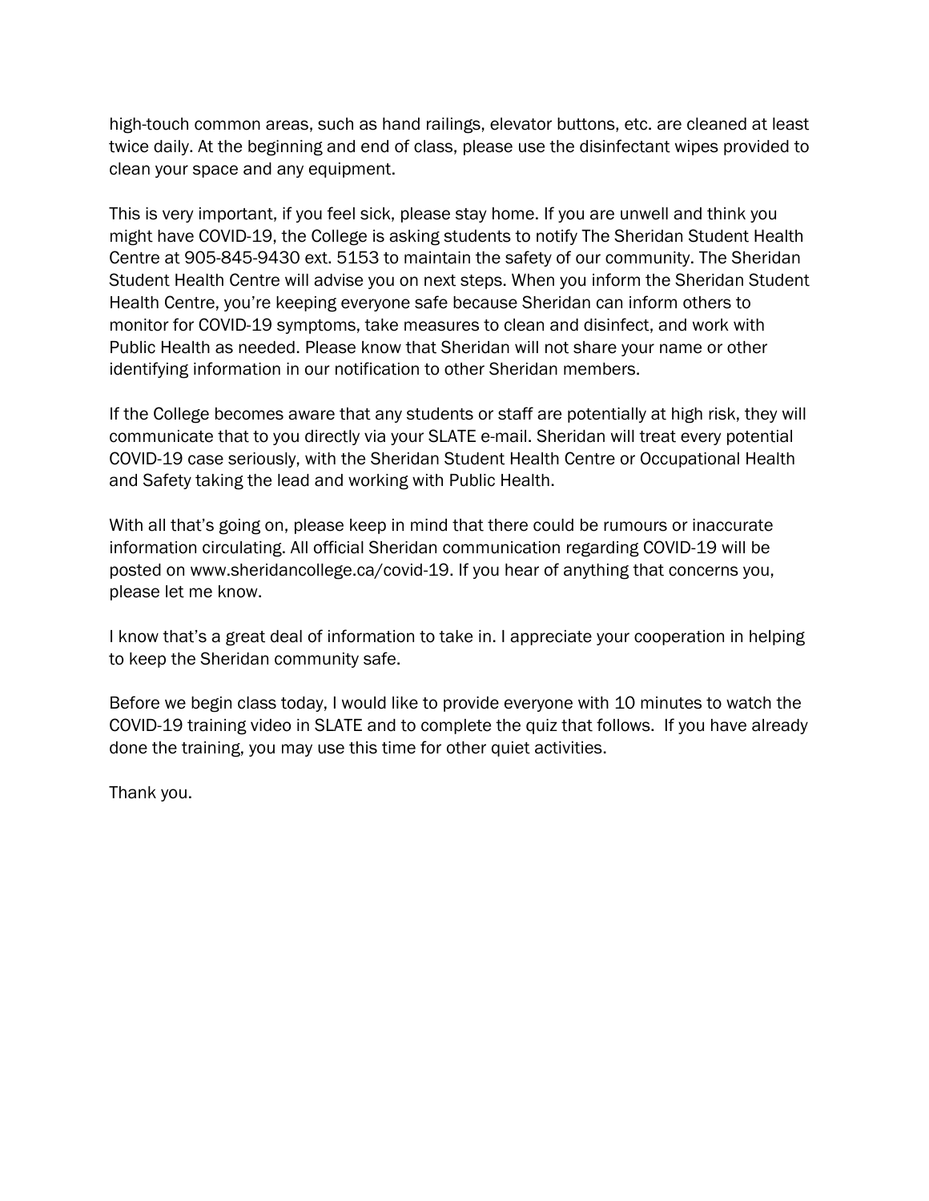high-touch common areas, such as hand railings, elevator buttons, etc. are cleaned at least twice daily. At the beginning and end of class, please use the disinfectant wipes provided to clean your space and any equipment.

This is very important, if you feel sick, please stay home. If you are unwell and think you might have COVID-19, the College is asking students to notify The Sheridan Student Health Centre at 905-845-9430 ext. 5153 to maintain the safety of our community. The Sheridan Student Health Centre will advise you on next steps. When you inform the Sheridan Student Health Centre, you're keeping everyone safe because Sheridan can inform others to monitor for COVID-19 symptoms, take measures to clean and disinfect, and work with Public Health as needed. Please know that Sheridan will not share your name or other identifying information in our notification to other Sheridan members.

If the College becomes aware that any students or staff are potentially at high risk, they will communicate that to you directly via your SLATE e-mail. Sheridan will treat every potential COVID-19 case seriously, with the Sheridan Student Health Centre or Occupational Health and Safety taking the lead and working with Public Health.

With all that's going on, please keep in mind that there could be rumours or inaccurate information circulating. All official Sheridan communication regarding COVID-19 will be posted on www.sheridancollege.ca/covid-19. If you hear of anything that concerns you, please let me know.

I know that's a great deal of information to take in. I appreciate your cooperation in helping to keep the Sheridan community safe.

Before we begin class today, I would like to provide everyone with 10 minutes to watch the COVID-19 training video in SLATE and to complete the quiz that follows. If you have already done the training, you may use this time for other quiet activities.

Thank you.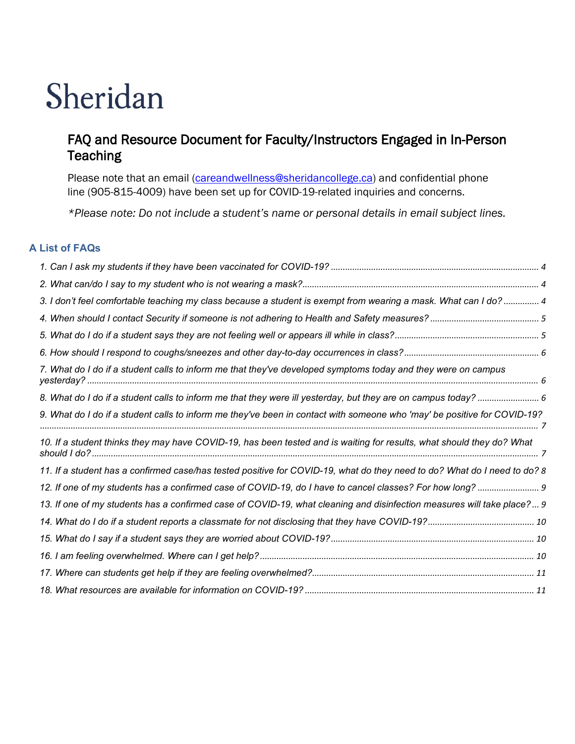# Sheridan

## FAQ and Resource Document for Faculty/Instructors Engaged in In-Person Teaching

Please note that an email ([careandwellness@sheridancollege.ca](mailto:careandwellness@sheridancollege.ca)) and confidential phone line (905-815-4009) have been set up for COVID-19-related inquiries and concerns.

*\*Please note: Do not include a student's name or personal details in email subject lines.*

### A List of FAQs

*1. Can I ask my students if they have been vaccinated for COVID-19? ...... 4*

*2. What can/do I say to my student who is not wearing a mask? ...... 4*

*3. I don't feel comfortable teaching my class because a student is exempt from wearing a mask. What can I do? ...... 4*

*4. When should I contact Security if someone is not adhering to Health and Safety measures? ...... 5*

*5. What do I do if a student says they are not feeling well or appears ill while in class? ...... 5*

*6. How should I respond to coughs/sneezes and other day-to-day occurrences in class? ...... 6*

*7. What do I do if a student calls to inform me that they've developed symptoms today and they were on campus yesterday? ...... 6*

*8. What do I do if a student calls to inform me that they were ill yesterday, but they are on campus today? ...... 6*

*9. What do I do if a student calls to inform me they've been in contact with someone who 'may' be positive for COVID-19? ...... 7*

*10. If a student thinks they may have COVID-19, has been tested and is waiting for results, what should they do? What should I do? ...... 7*

*11. If a student has a confirmed case/has tested positive for COVID-19, what do they need to do? What do I need to do? 8*

*12. If one of my students has a confirmed case of COVID-19, do I have to cancel classes? For how long? ...... 9*

*13. If one of my students has a confirmed case of COVID-19, what cleaning and disinfection measures will take place? ... 9*

*14. What do I do if a student reports a classmate for not disclosing that they have COVID-19? ...... 10*

*15. What do I say if a student says they are worried about COVID-19? ...... 10*

*16. I am feeling overwhelmed. Where can I get help? ...... 10*

*17. Where can students get help if they are feeling overwhelmed? ...... 11*

*18. What resources are available for information on COVID-19? ...... 11*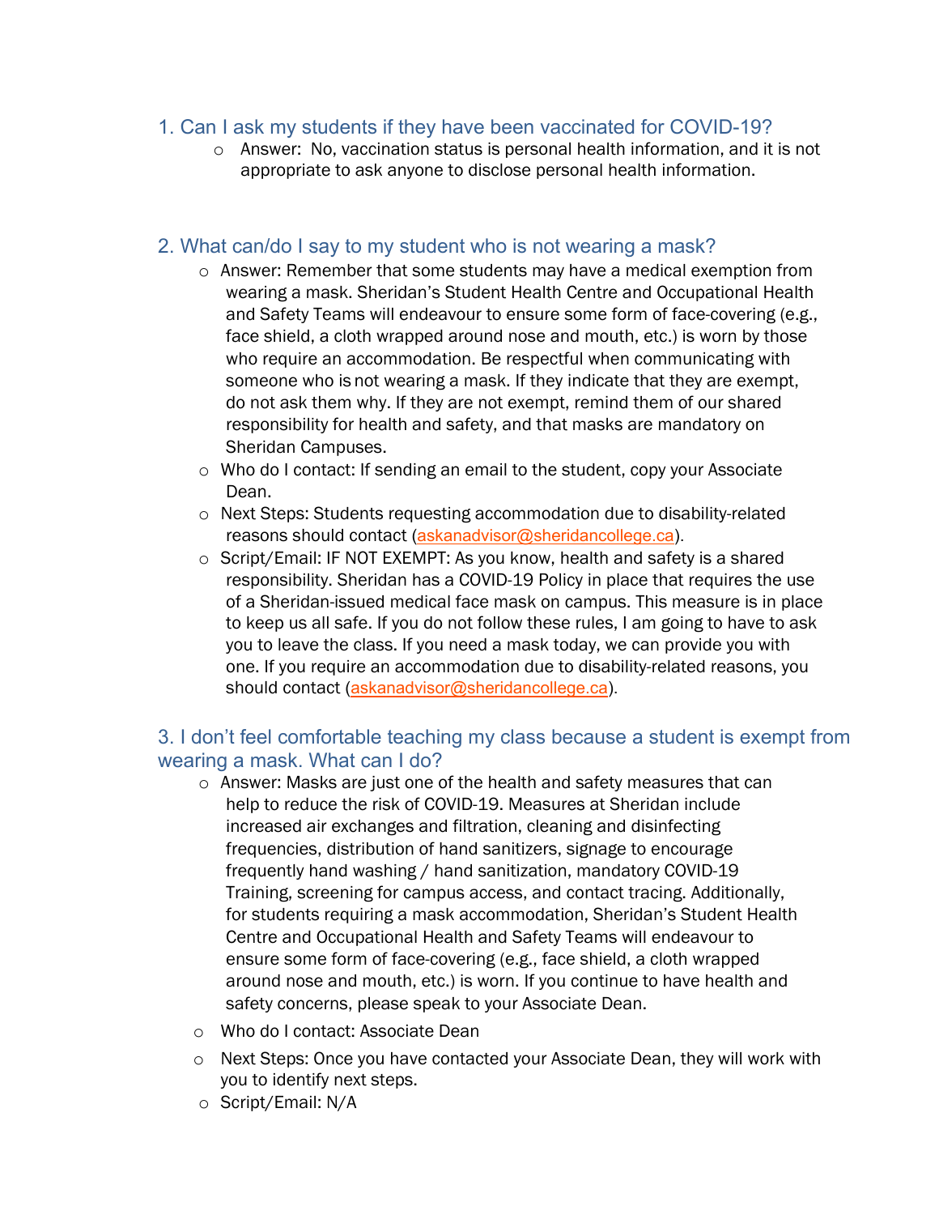## 1. Can I ask my students if they have been vaccinated for COVID-19?

- Answer: No, vaccination status is personal health information, and it is not appropriate to ask anyone to disclose personal health information.

## 2. What can/do I say to my student who is not wearing a mask?

- Answer: Remember that some students may have a medical exemption from wearing a mask. Sheridan's Student Health Centre and Occupational Health and Safety Teams will endeavour to ensure some form of face-covering (e.g., face shield, a cloth wrapped around nose and mouth, etc.) is worn by those who require an accommodation. Be respectful when communicating with someone who is not wearing a mask. If they indicate that they are exempt, do not ask them why. If they are not exempt, remind them of our shared responsibility for health and safety, and that masks are mandatory on Sheridan Campuses.
- Who do I contact: If sending an email to the student, copy your Associate Dean.
- Next Steps: Students requesting accommodation due to disability-related reasons should contact (askanadvisor@sheridancollege.ca).
- Script/Email: IF NOT EXEMPT: As you know, health and safety is a shared responsibility. Sheridan has a COVID-19 Policy in place that requires the use of a Sheridan-issued medical face mask on campus. This measure is in place to keep us all safe. If you do not follow these rules, I am going to have to ask you to leave the class. If you need a mask today, we can provide you with one. If you require an accommodation due to disability-related reasons, you should contact (askanadvisor@sheridancollege.ca).

## 3. I don't feel comfortable teaching my class because a student is exempt from wearing a mask. What can I do?

- Answer: Masks are just one of the health and safety measures that can help to reduce the risk of COVID-19. Measures at Sheridan include increased air exchanges and filtration, cleaning and disinfecting frequencies, distribution of hand sanitizers, signage to encourage frequently hand washing / hand sanitization, mandatory COVID-19 Training, screening for campus access, and contact tracing. Additionally, for students requiring a mask accommodation, Sheridan's Student Health Centre and Occupational Health and Safety Teams will endeavour to ensure some form of face-covering (e.g., face shield, a cloth wrapped around nose and mouth, etc.) is worn. If you continue to have health and safety concerns, please speak to your Associate Dean.
- Who do I contact: Associate Dean
- Next Steps: Once you have contacted your Associate Dean, they will work with you to identify next steps.
- Script/Email: N/A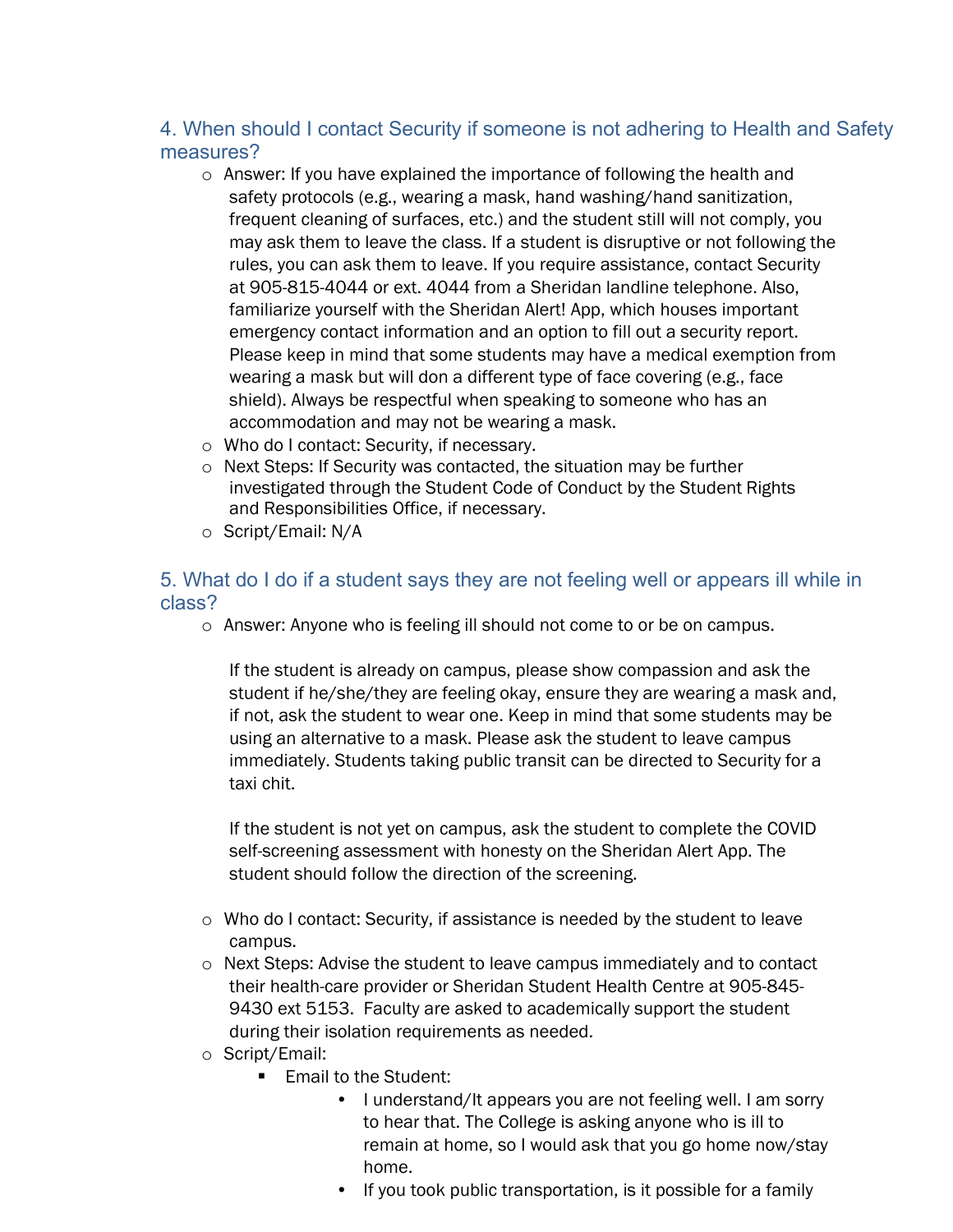### 4. When should I contact Security if someone is not adhering to Health and Safety measures?

- Answer: If you have explained the importance of following the health and safety protocols (e.g., wearing a mask, hand washing/hand sanitization, frequent cleaning of surfaces, etc.) and the student still will not comply, you may ask them to leave the class. If a student is disruptive or not following the rules, you can ask them to leave. If you require assistance, contact Security at 905-815-4044 or ext. 4044 from a Sheridan landline telephone. Also, familiarize yourself with the Sheridan Alert! App, which houses important emergency contact information and an option to fill out a security report. Please keep in mind that some students may have a medical exemption from wearing a mask but will don a different type of face covering (e.g., face shield). Always be respectful when speaking to someone who has an accommodation and may not be wearing a mask.
- Who do I contact: Security, if necessary.
- Next Steps: If Security was contacted, the situation may be further investigated through the Student Code of Conduct by the Student Rights and Responsibilities Office, if necessary.
- Script/Email: N/A

### 5. What do I do if a student says they are not feeling well or appears ill while in class?

- Answer: Anyone who is feeling ill should not come to or be on campus.

  If the student is already on campus, please show compassion and ask the student if he/she/they are feeling okay, ensure they are wearing a mask and, if not, ask the student to wear one. Keep in mind that some students may be using an alternative to a mask. Please ask the student to leave campus immediately. Students taking public transit can be directed to Security for a taxi chit.

  If the student is not yet on campus, ask the student to complete the COVID self-screening assessment with honesty on the Sheridan Alert App. The student should follow the direction of the screening.

- Who do I contact: Security, if assistance is needed by the student to leave campus.
- Next Steps: Advise the student to leave campus immediately and to contact their health-care provider or Sheridan Student Health Centre at 905-845-9430 ext 5153. Faculty are asked to academically support the student during their isolation requirements as needed.
- Script/Email:
  - Email to the Student:
    - I understand/It appears you are not feeling well. I am sorry to hear that. The College is asking anyone who is ill to remain at home, so I would ask that you go home now/stay home.
    - If you took public transportation, is it possible for a family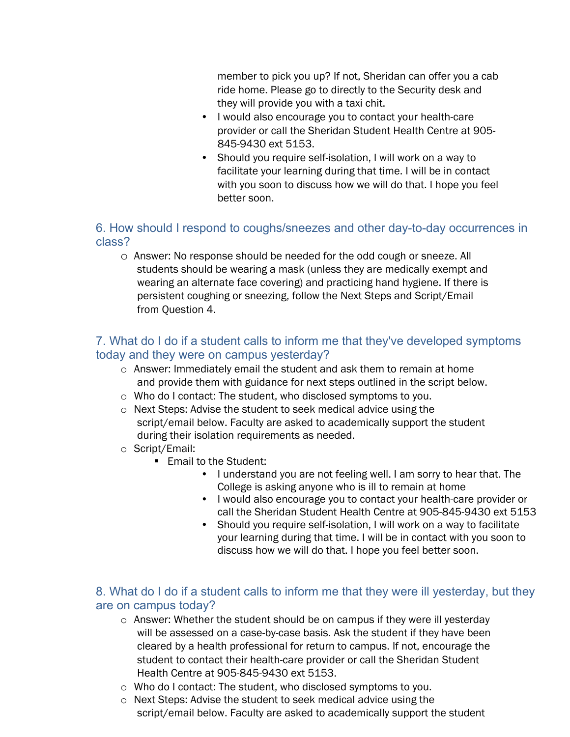member to pick you up? If not, Sheridan can offer you a cab ride home. Please go to directly to the Security desk and they will provide you with a taxi chit.
- I would also encourage you to contact your health-care provider or call the Sheridan Student Health Centre at 905-845-9430 ext 5153.
- Should you require self-isolation, I will work on a way to facilitate your learning during that time. I will be in contact with you soon to discuss how we will do that. I hope you feel better soon.

### 6. How should I respond to coughs/sneezes and other day-to-day occurrences in class?

- Answer: No response should be needed for the odd cough or sneeze. All students should be wearing a mask (unless they are medically exempt and wearing an alternate face covering) and practicing hand hygiene. If there is persistent coughing or sneezing, follow the Next Steps and Script/Email from Question 4.

### 7. What do I do if a student calls to inform me that they've developed symptoms today and they were on campus yesterday?

- Answer: Immediately email the student and ask them to remain at home and provide them with guidance for next steps outlined in the script below.
- Who do I contact: The student, who disclosed symptoms to you.
- Next Steps: Advise the student to seek medical advice using the script/email below. Faculty are asked to academically support the student during their isolation requirements as needed.
- Script/Email:
  - Email to the Student:
    - I understand you are not feeling well. I am sorry to hear that. The College is asking anyone who is ill to remain at home
    - I would also encourage you to contact your health-care provider or call the Sheridan Student Health Centre at 905-845-9430 ext 5153
    - Should you require self-isolation, I will work on a way to facilitate your learning during that time. I will be in contact with you soon to discuss how we will do that. I hope you feel better soon.

### 8. What do I do if a student calls to inform me that they were ill yesterday, but they are on campus today?

- Answer: Whether the student should be on campus if they were ill yesterday will be assessed on a case-by-case basis. Ask the student if they have been cleared by a health professional for return to campus. If not, encourage the student to contact their health-care provider or call the Sheridan Student Health Centre at 905-845-9430 ext 5153.
- Who do I contact: The student, who disclosed symptoms to you.
- Next Steps: Advise the student to seek medical advice using the script/email below. Faculty are asked to academically support the student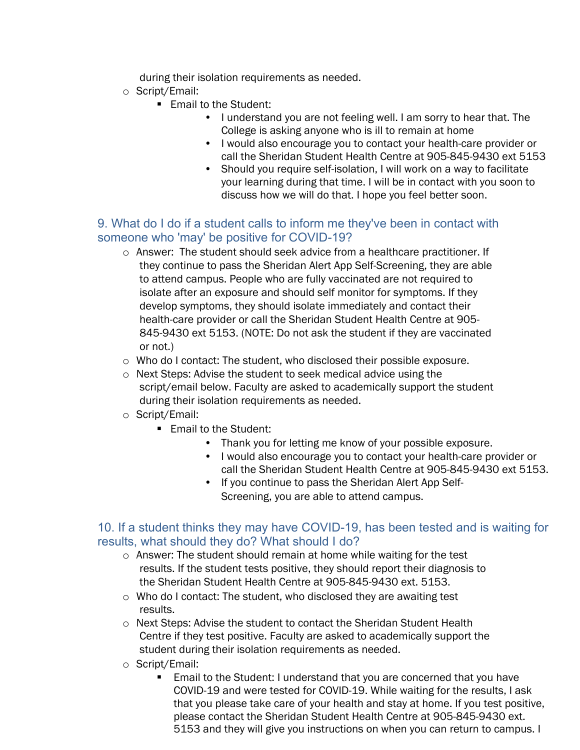during their isolation requirements as needed.

- Script/Email:
  - Email to the Student:
    - I understand you are not feeling well. I am sorry to hear that. The College is asking anyone who is ill to remain at home
    - I would also encourage you to contact your health-care provider or call the Sheridan Student Health Centre at 905-845-9430 ext 5153
    - Should you require self-isolation, I will work on a way to facilitate your learning during that time. I will be in contact with you soon to discuss how we will do that. I hope you feel better soon.

## 9. What do I do if a student calls to inform me they've been in contact with someone who 'may' be positive for COVID-19?

- Answer: The student should seek advice from a healthcare practitioner. If they continue to pass the Sheridan Alert App Self-Screening, they are able to attend campus. People who are fully vaccinated are not required to isolate after an exposure and should self monitor for symptoms. If they develop symptoms, they should isolate immediately and contact their health-care provider or call the Sheridan Student Health Centre at 905-845-9430 ext 5153. (NOTE: Do not ask the student if they are vaccinated or not.)
- Who do I contact: The student, who disclosed their possible exposure.
- Next Steps: Advise the student to seek medical advice using the script/email below. Faculty are asked to academically support the student during their isolation requirements as needed.
- Script/Email:
  - Email to the Student:
    - Thank you for letting me know of your possible exposure.
    - I would also encourage you to contact your health-care provider or call the Sheridan Student Health Centre at 905-845-9430 ext 5153.
    - If you continue to pass the Sheridan Alert App Self-Screening, you are able to attend campus.

## 10. If a student thinks they may have COVID-19, has been tested and is waiting for results, what should they do? What should I do?

- Answer: The student should remain at home while waiting for the test results. If the student tests positive, they should report their diagnosis to the Sheridan Student Health Centre at 905-845-9430 ext. 5153.
- Who do I contact: The student, who disclosed they are awaiting test results.
- Next Steps: Advise the student to contact the Sheridan Student Health Centre if they test positive. Faculty are asked to academically support the student during their isolation requirements as needed.
- Script/Email:
  - Email to the Student: I understand that you are concerned that you have COVID-19 and were tested for COVID-19. While waiting for the results, I ask that you please take care of your health and stay at home. If you test positive, please contact the Sheridan Student Health Centre at 905-845-9430 ext. 5153 and they will give you instructions on when you can return to campus. I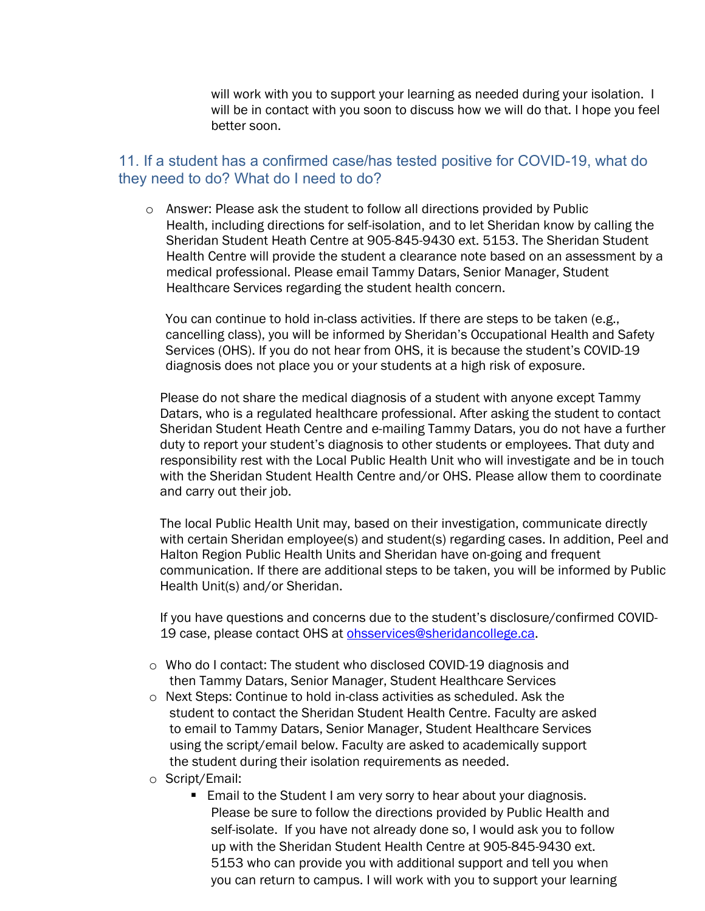will work with you to support your learning as needed during your isolation. I will be in contact with you soon to discuss how we will do that. I hope you feel better soon.

## 11. If a student has a confirmed case/has tested positive for COVID-19, what do they need to do? What do I need to do?

- Answer: Please ask the student to follow all directions provided by Public Health, including directions for self-isolation, and to let Sheridan know by calling the Sheridan Student Heath Centre at 905-845-9430 ext. 5153. The Sheridan Student Health Centre will provide the student a clearance note based on an assessment by a medical professional. Please email Tammy Datars, Senior Manager, Student Healthcare Services regarding the student health concern.

  You can continue to hold in-class activities. If there are steps to be taken (e.g., cancelling class), you will be informed by Sheridan's Occupational Health and Safety Services (OHS). If you do not hear from OHS, it is because the student's COVID-19 diagnosis does not place you or your students at a high risk of exposure.

  Please do not share the medical diagnosis of a student with anyone except Tammy Datars, who is a regulated healthcare professional. After asking the student to contact Sheridan Student Heath Centre and e-mailing Tammy Datars, you do not have a further duty to report your student's diagnosis to other students or employees. That duty and responsibility rest with the Local Public Health Unit who will investigate and be in touch with the Sheridan Student Health Centre and/or OHS. Please allow them to coordinate and carry out their job.

  The local Public Health Unit may, based on their investigation, communicate directly with certain Sheridan employee(s) and student(s) regarding cases. In addition, Peel and Halton Region Public Health Units and Sheridan have on-going and frequent communication. If there are additional steps to be taken, you will be informed by Public Health Unit(s) and/or Sheridan.

  If you have questions and concerns due to the student's disclosure/confirmed COVID-19 case, please contact OHS at [ohsservices@sheridancollege.ca](mailto:ohsservices@sheridancollege.ca).

- Who do I contact: The student who disclosed COVID-19 diagnosis and then Tammy Datars, Senior Manager, Student Healthcare Services
- Next Steps: Continue to hold in-class activities as scheduled. Ask the student to contact the Sheridan Student Health Centre. Faculty are asked to email to Tammy Datars, Senior Manager, Student Healthcare Services using the script/email below. Faculty are asked to academically support the student during their isolation requirements as needed.
- Script/Email:
  - Email to the Student I am very sorry to hear about your diagnosis. Please be sure to follow the directions provided by Public Health and self-isolate. If you have not already done so, I would ask you to follow up with the Sheridan Student Health Centre at 905-845-9430 ext. 5153 who can provide you with additional support and tell you when you can return to campus. I will work with you to support your learning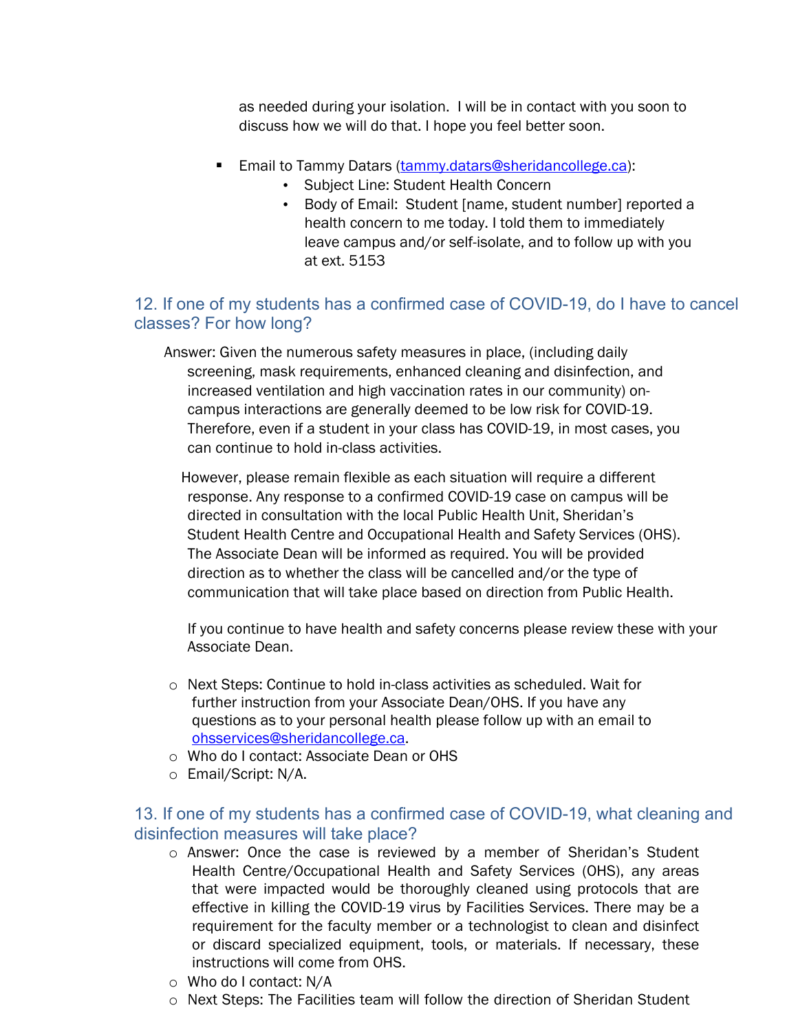as needed during your isolation. I will be in contact with you soon to discuss how we will do that. I hope you feel better soon.

- Email to Tammy Datars (tammy.datars@sheridancollege.ca):
  - Subject Line: Student Health Concern
  - Body of Email: Student [name, student number] reported a health concern to me today. I told them to immediately leave campus and/or self-isolate, and to follow up with you at ext. 5153

## 12. If one of my students has a confirmed case of COVID-19, do I have to cancel classes? For how long?

Answer: Given the numerous safety measures in place, (including daily screening, mask requirements, enhanced cleaning and disinfection, and increased ventilation and high vaccination rates in our community) on-campus interactions are generally deemed to be low risk for COVID-19. Therefore, even if a student in your class has COVID-19, in most cases, you can continue to hold in-class activities.

However, please remain flexible as each situation will require a different response. Any response to a confirmed COVID-19 case on campus will be directed in consultation with the local Public Health Unit, Sheridan's Student Health Centre and Occupational Health and Safety Services (OHS). The Associate Dean will be informed as required. You will be provided direction as to whether the class will be cancelled and/or the type of communication that will take place based on direction from Public Health.

If you continue to have health and safety concerns please review these with your Associate Dean.

- Next Steps: Continue to hold in-class activities as scheduled. Wait for further instruction from your Associate Dean/OHS. If you have any questions as to your personal health please follow up with an email to ohsservices@sheridancollege.ca.
- Who do I contact: Associate Dean or OHS
- Email/Script: N/A.

## 13. If one of my students has a confirmed case of COVID-19, what cleaning and disinfection measures will take place?

- Answer: Once the case is reviewed by a member of Sheridan's Student Health Centre/Occupational Health and Safety Services (OHS), any areas that were impacted would be thoroughly cleaned using protocols that are effective in killing the COVID-19 virus by Facilities Services. There may be a requirement for the faculty member or a technologist to clean and disinfect or discard specialized equipment, tools, or materials. If necessary, these instructions will come from OHS.
- Who do I contact: N/A
- Next Steps: The Facilities team will follow the direction of Sheridan Student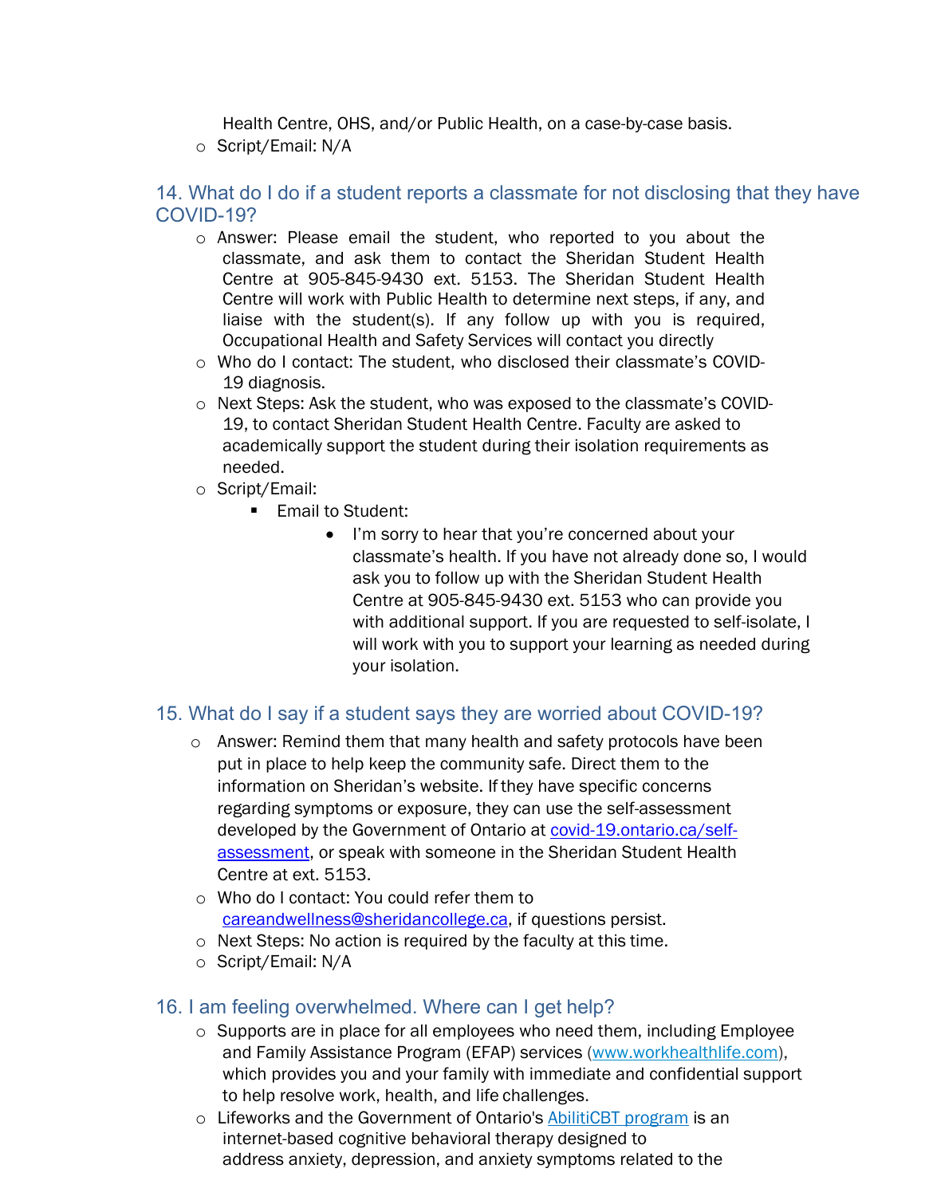Health Centre, OHS, and/or Public Health, on a case-by-case basis.

- Script/Email: N/A

## 14. What do I do if a student reports a classmate for not disclosing that they have COVID-19?

- Answer: Please email the student, who reported to you about the classmate, and ask them to contact the Sheridan Student Health Centre at 905-845-9430 ext. 5153. The Sheridan Student Health Centre will work with Public Health to determine next steps, if any, and liaise with the student(s). If any follow up with you is required, Occupational Health and Safety Services will contact you directly
- Who do I contact: The student, who disclosed their classmate's COVID-19 diagnosis.
- Next Steps: Ask the student, who was exposed to the classmate's COVID-19, to contact Sheridan Student Health Centre. Faculty are asked to academically support the student during their isolation requirements as needed.
- Script/Email:
  - Email to Student:
    - I'm sorry to hear that you're concerned about your classmate's health. If you have not already done so, I would ask you to follow up with the Sheridan Student Health Centre at 905-845-9430 ext. 5153 who can provide you with additional support. If you are requested to self-isolate, I will work with you to support your learning as needed during your isolation.

## 15. What do I say if a student says they are worried about COVID-19?

- Answer: Remind them that many health and safety protocols have been put in place to help keep the community safe. Direct them to the information on Sheridan's website. If they have specific concerns regarding symptoms or exposure, they can use the self-assessment developed by the Government of Ontario at [covid-19.ontario.ca/self-assessment](covid-19.ontario.ca/self-assessment), or speak with someone in the Sheridan Student Health Centre at ext. 5153.
- Who do I contact: You could refer them to [careandwellness@sheridancollege.ca](mailto:careandwellness@sheridancollege.ca), if questions persist.
- Next Steps: No action is required by the faculty at this time.
- Script/Email: N/A

## 16. I am feeling overwhelmed. Where can I get help?

- Supports are in place for all employees who need them, including Employee and Family Assistance Program (EFAP) services ([www.workhealthlife.com](www.workhealthlife.com)), which provides you and your family with immediate and confidential support to help resolve work, health, and life challenges.
- Lifeworks and the Government of Ontario's [AbilitiCBT program](AbilitiCBT program) is an internet-based cognitive behavioral therapy designed to address anxiety, depression, and anxiety symptoms related to the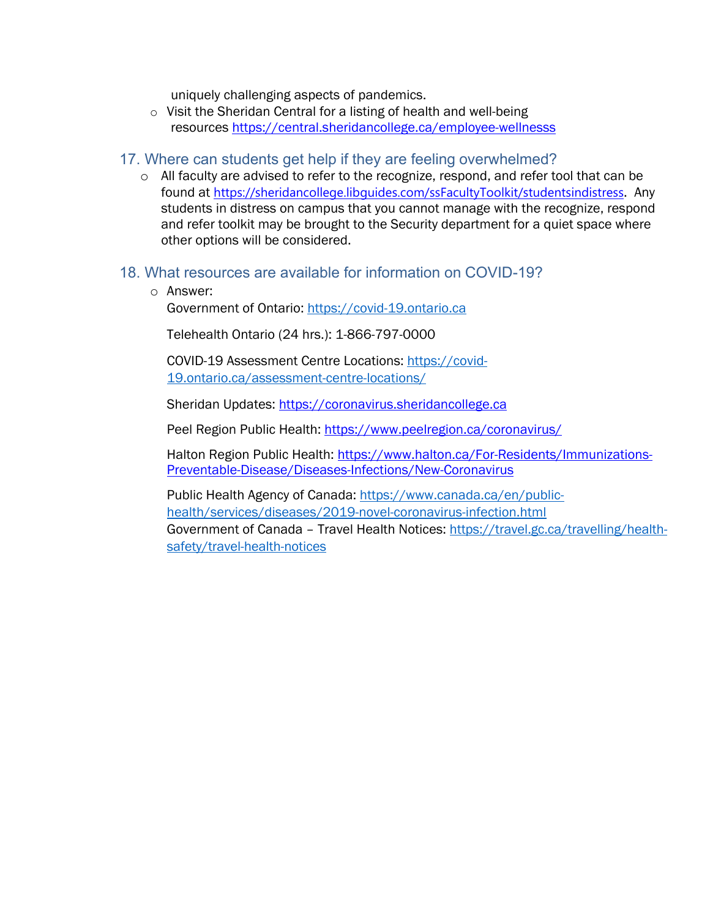uniquely challenging aspects of pandemics.

- Visit the Sheridan Central for a listing of health and well-being resources https://central.sheridancollege.ca/employee-wellnesss

## 17. Where can students get help if they are feeling overwhelmed?

- All faculty are advised to refer to the recognize, respond, and refer tool that can be found at https://sheridancollege.libguides.com/ssFacultyToolkit/studentsindistress. Any students in distress on campus that you cannot manage with the recognize, respond and refer toolkit may be brought to the Security department for a quiet space where other options will be considered.

## 18. What resources are available for information on COVID-19?

- Answer:

  Government of Ontario: https://covid-19.ontario.ca

  Telehealth Ontario (24 hrs.): 1-866-797-0000

  COVID-19 Assessment Centre Locations: https://covid-19.ontario.ca/assessment-centre-locations/

  Sheridan Updates: https://coronavirus.sheridancollege.ca

  Peel Region Public Health: https://www.peelregion.ca/coronavirus/

  Halton Region Public Health: https://www.halton.ca/For-Residents/Immunizations-Preventable-Disease/Diseases-Infections/New-Coronavirus

  Public Health Agency of Canada: https://www.canada.ca/en/public-health/services/diseases/2019-novel-coronavirus-infection.html
  Government of Canada – Travel Health Notices: https://travel.gc.ca/travelling/health-safety/travel-health-notices